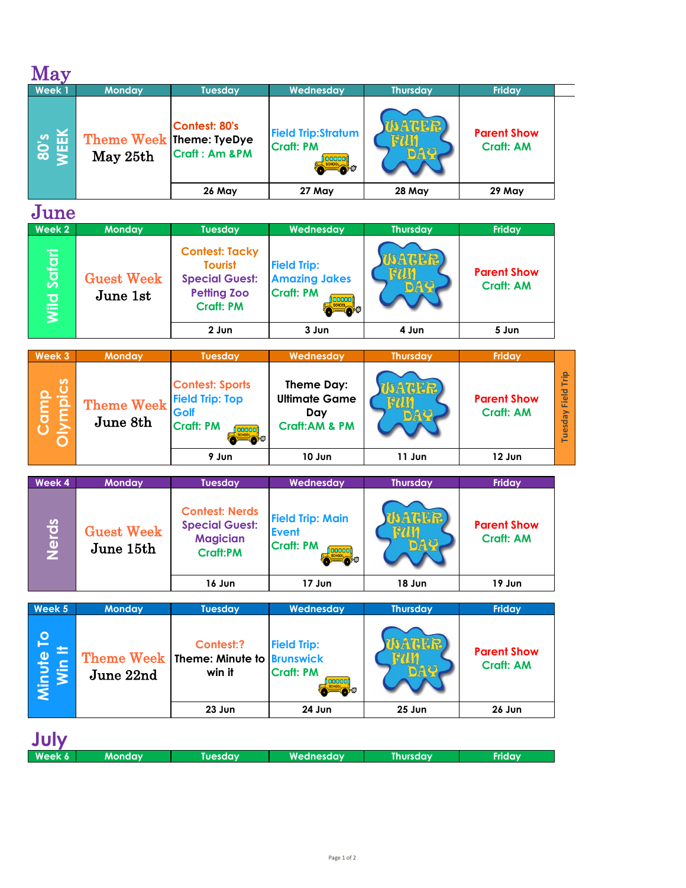# May

| Week 1 | Monday | Tuesday | Wednesday | Thursday | Friday |
|---|---|---|---|---|---|
| 80's WEEK | Theme Week May 25th | Contest: 80's<br>Theme: TyeDye<br>Craft : Am &PM | Field Trip:Stratum<br>Craft: PM | WATER FUN DAY | Parent Show<br>Craft: AM |
| | | 26 May | 27 May | 28 May | 29 May |

# June

| Week 2 | Monday | Tuesday | Wednesday | Thursday | Friday |
|---|---|---|---|---|---|
| Wild Safari | Guest Week June 1st | Contest: Tacky Tourist<br>Special Guest: Petting Zoo<br>Craft: PM | Field Trip: Amazing Jakes<br>Craft: PM | WATER FUN DAY | Parent Show<br>Craft: AM |
| | | 2 Jun | 3 Jun | 4 Jun | 5 Jun |

| Week 3 | Monday | Tuesday | Wednesday | Thursday | Friday |
|---|---|---|---|---|---|
| Camp Olympics | Theme Week June 8th | Contest: Sports<br>Field Trip: Top Golf<br>Craft: PM | Theme Day: Ultimate Game Day<br>Craft:AM & PM | WATER FUN DAY | Parent Show<br>Craft: AM |
| | | 9 Jun | 10 Jun | 11 Jun | 12 Jun |

Tuesday Field Trip

| Week 4 | Monday | Tuesday | Wednesday | Thursday | Friday |
|---|---|---|---|---|---|
| Nerds | Guest Week June 15th | Contest: Nerds<br>Special Guest: Magician<br>Craft:PM | Field Trip: Main Event<br>Craft: PM | WATER FUN DAY | Parent Show<br>Craft: AM |
| | | 16 Jun | 17 Jun | 18 Jun | 19 Jun |

| Week 5 | Monday | Tuesday | Wednesday | Thursday | Friday |
|---|---|---|---|---|---|
| Minute To Win It | Theme Week June 22nd | Contest:?<br>Theme: Minute to win it | Field Trip: Brunswick<br>Craft: PM | WATER FUN DAY | Parent Show<br>Craft: AM |
| | | 23 Jun | 24 Jun | 25 Jun | 26 Jun |

# July

| Week 6 | Monday | Tuesday | Wednesday | Thursday | Friday |
|---|---|---|---|---|---|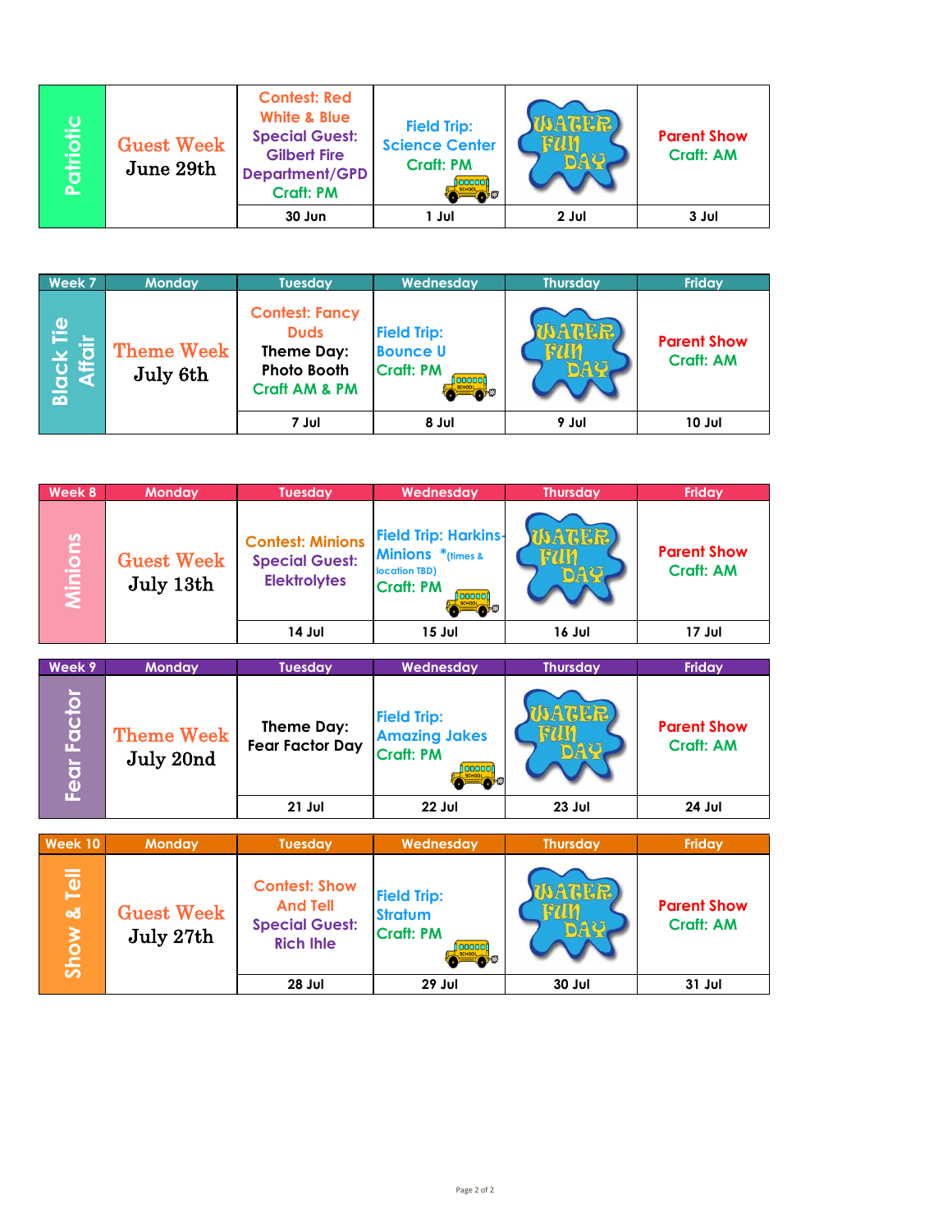| | | | | | |
|---|---|---|---|---|---|
| Patriotic | Guest Week June 29th | Contest: Red White & Blue Special Guest: Gilbert Fire Department/GPD Craft: PM | Field Trip: Science Center Craft: PM | WATER FUN DAY | Parent Show Craft: AM |
| | | 30 Jun | 1 Jul | 2 Jul | 3 Jul |

| Week 7 | Monday | Tuesday | Wednesday | Thursday | Friday |
|---|---|---|---|---|---|
| Black Tie Affair | Theme Week July 6th | Contest: Fancy Duds Theme Day: Photo Booth Craft AM & PM | Field Trip: Bounce U Craft: PM | WATER FUN DAY | Parent Show Craft: AM |
| | | 7 Jul | 8 Jul | 9 Jul | 10 Jul |

| Week 8 | Monday | Tuesday | Wednesday | Thursday | Friday |
|---|---|---|---|---|---|
| Minions | Guest Week July 13th | Contest: Minions Special Guest: Elektrolytes | Field Trip: Harkins-Minions *(times & location TBD) Craft: PM | WATER FUN DAY | Parent Show Craft: AM |
| | | 14 Jul | 15 Jul | 16 Jul | 17 Jul |

| Week 9 | Monday | Tuesday | Wednesday | Thursday | Friday |
|---|---|---|---|---|---|
| Fear Factor | Theme Week July 20nd | Theme Day: Fear Factor Day | Field Trip: Amazing Jakes Craft: PM | WATER FUN DAY | Parent Show Craft: AM |
| | | 21 Jul | 22 Jul | 23 Jul | 24 Jul |

| Week 10 | Monday | Tuesday | Wednesday | Thursday | Friday |
|---|---|---|---|---|---|
| Show & Tell | Guest Week July 27th | Contest: Show And Tell Special Guest: Rich Ihle | Field Trip: Stratum Craft: PM | WATER FUN DAY | Parent Show Craft: AM |
| | | 28 Jul | 29 Jul | 30 Jul | 31 Jul |